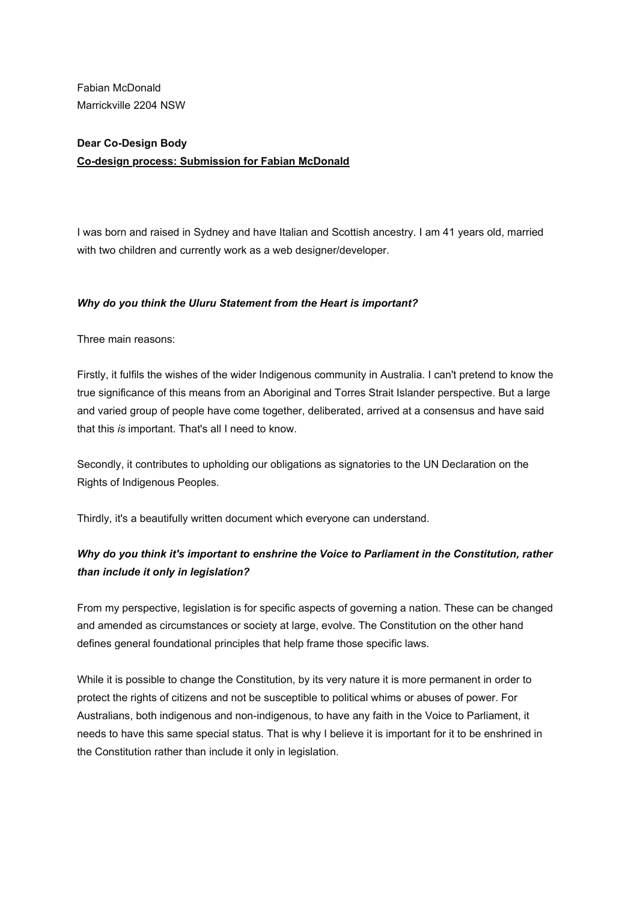Fabian McDonald
Marrickville 2204 NSW

**Dear Co-Design Body**
**<u>Co-design process: Submission for Fabian McDonald</u>**

I was born and raised in Sydney and have Italian and Scottish ancestry. I am 41 years old, married with two children and currently work as a web designer/developer.

***Why do you think the Uluru Statement from the Heart is important?***

Three main reasons:

Firstly, it fulfils the wishes of the wider Indigenous community in Australia. I can't pretend to know the true significance of this means from an Aboriginal and Torres Strait Islander perspective. But a large and varied group of people have come together, deliberated, arrived at a consensus and have said that this *is* important. That's all I need to know.

Secondly, it contributes to upholding our obligations as signatories to the UN Declaration on the Rights of Indigenous Peoples.

Thirdly, it's a beautifully written document which everyone can understand.

***Why do you think it's important to enshrine the Voice to Parliament in the Constitution, rather than include it only in legislation?***

From my perspective, legislation is for specific aspects of governing a nation. These can be changed and amended as circumstances or society at large, evolve. The Constitution on the other hand defines general foundational principles that help frame those specific laws.

While it is possible to change the Constitution, by its very nature it is more permanent in order to protect the rights of citizens and not be susceptible to political whims or abuses of power. For Australians, both indigenous and non-indigenous, to have any faith in the Voice to Parliament, it needs to have this same special status. That is why I believe it is important for it to be enshrined in the Constitution rather than include it only in legislation.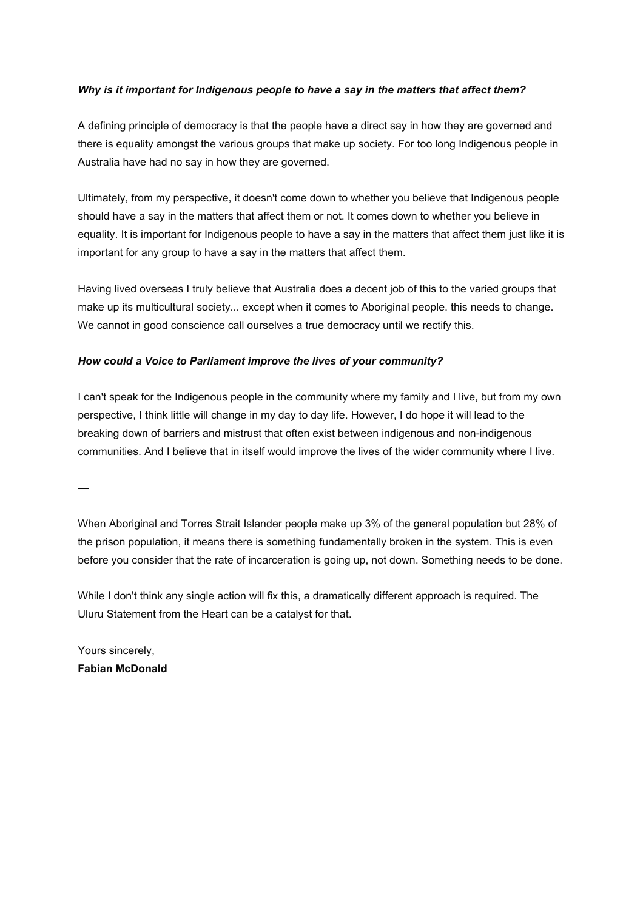***Why is it important for Indigenous people to have a say in the matters that affect them?***

A defining principle of democracy is that the people have a direct say in how they are governed and there is equality amongst the various groups that make up society. For too long Indigenous people in Australia have had no say in how they are governed.

Ultimately, from my perspective, it doesn't come down to whether you believe that Indigenous people should have a say in the matters that affect them or not. It comes down to whether you believe in equality. It is important for Indigenous people to have a say in the matters that affect them just like it is important for any group to have a say in the matters that affect them.

Having lived overseas I truly believe that Australia does a decent job of this to the varied groups that make up its multicultural society... except when it comes to Aboriginal people. this needs to change. We cannot in good conscience call ourselves a true democracy until we rectify this.

***How could a Voice to Parliament improve the lives of your community?***

I can't speak for the Indigenous people in the community where my family and I live, but from my own perspective, I think little will change in my day to day life. However, I do hope it will lead to the breaking down of barriers and mistrust that often exist between indigenous and non-indigenous communities. And I believe that in itself would improve the lives of the wider community where I live.

—

When Aboriginal and Torres Strait Islander people make up 3% of the general population but 28% of the prison population, it means there is something fundamentally broken in the system. This is even before you consider that the rate of incarceration is going up, not down. Something needs to be done.

While I don't think any single action will fix this, a dramatically different approach is required. The Uluru Statement from the Heart can be a catalyst for that.

Yours sincerely,
**Fabian McDonald**